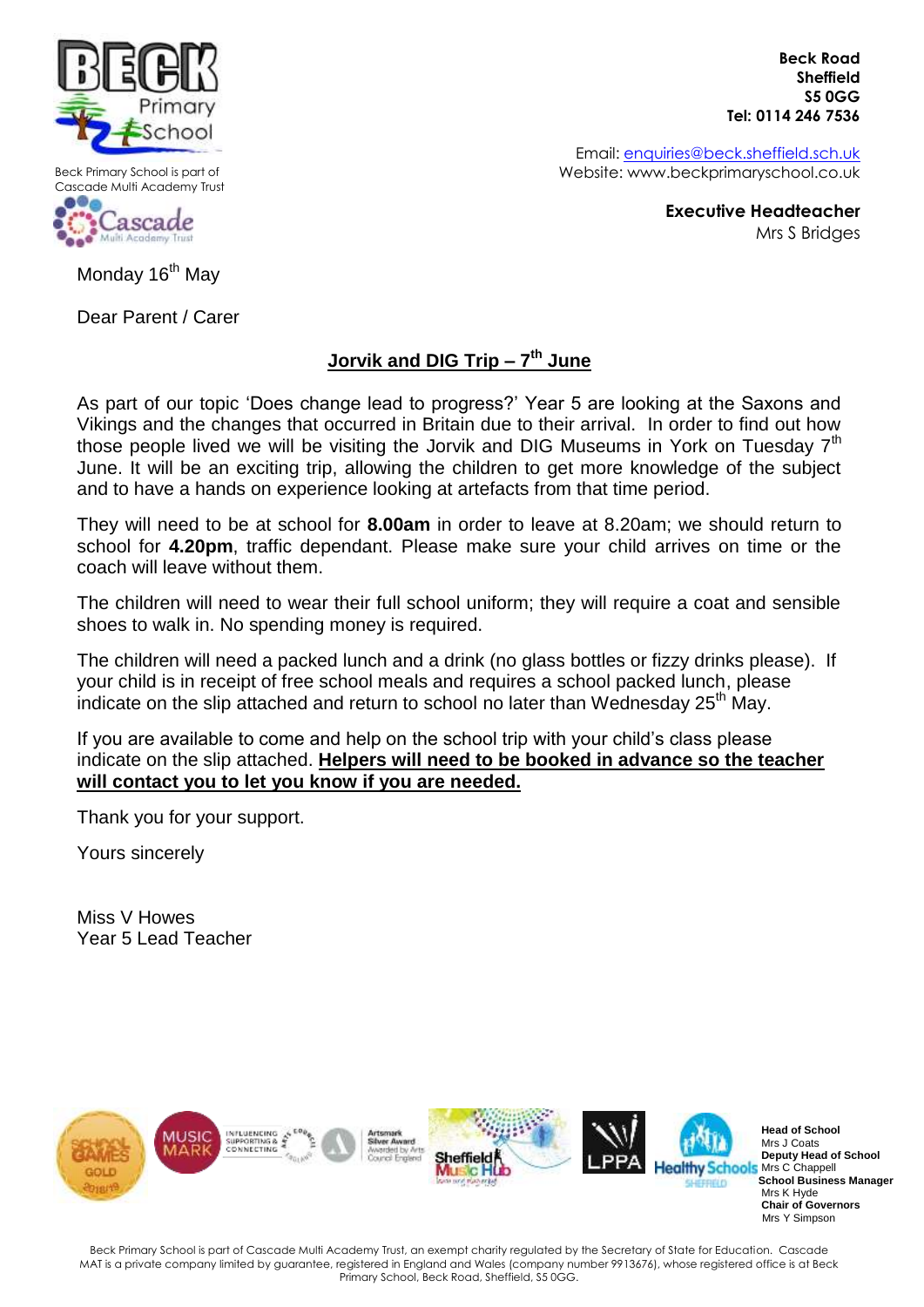Beck Primary School is part of Cascade Multi Academy Trust

**Beck Road**
**Sheffield**
**S5 0GG**
**Tel: 0114 246 7536**

Email: enquiries@beck.sheffield.sch.uk
Website: www.beckprimaryschool.co.uk

**Executive Headteacher**
Mrs S Bridges

Monday 16th May

Dear Parent / Carer

**Jorvik and DIG Trip – 7th June**

As part of our topic 'Does change lead to progress?' Year 5 are looking at the Saxons and Vikings and the changes that occurred in Britain due to their arrival. In order to find out how those people lived we will be visiting the Jorvik and DIG Museums in York on Tuesday 7th June. It will be an exciting trip, allowing the children to get more knowledge of the subject and to have a hands on experience looking at artefacts from that time period.

They will need to be at school for **8.00am** in order to leave at 8.20am; we should return to school for **4.20pm**, traffic dependant. Please make sure your child arrives on time or the coach will leave without them.

The children will need to wear their full school uniform; they will require a coat and sensible shoes to walk in. No spending money is required.

The children will need a packed lunch and a drink (no glass bottles or fizzy drinks please). If your child is in receipt of free school meals and requires a school packed lunch, please indicate on the slip attached and return to school no later than Wednesday 25th May.

If you are available to come and help on the school trip with your child's class please indicate on the slip attached. **Helpers will need to be booked in advance so the teacher will contact you to let you know if you are needed.**

Thank you for your support.

Yours sincerely

Miss V Howes
Year 5 Lead Teacher

**Head of School**
Mrs J Coats
**Deputy Head of School**
Mrs C Chappell
**School Business Manager**
Mrs K Hyde
**Chair of Governors**
Mrs Y Simpson

Beck Primary School is part of Cascade Multi Academy Trust, an exempt charity regulated by the Secretary of State for Education. Cascade MAT is a private company limited by guarantee, registered in England and Wales (company number 9913676), whose registered office is at Beck Primary School, Beck Road, Sheffield, S5 0GG.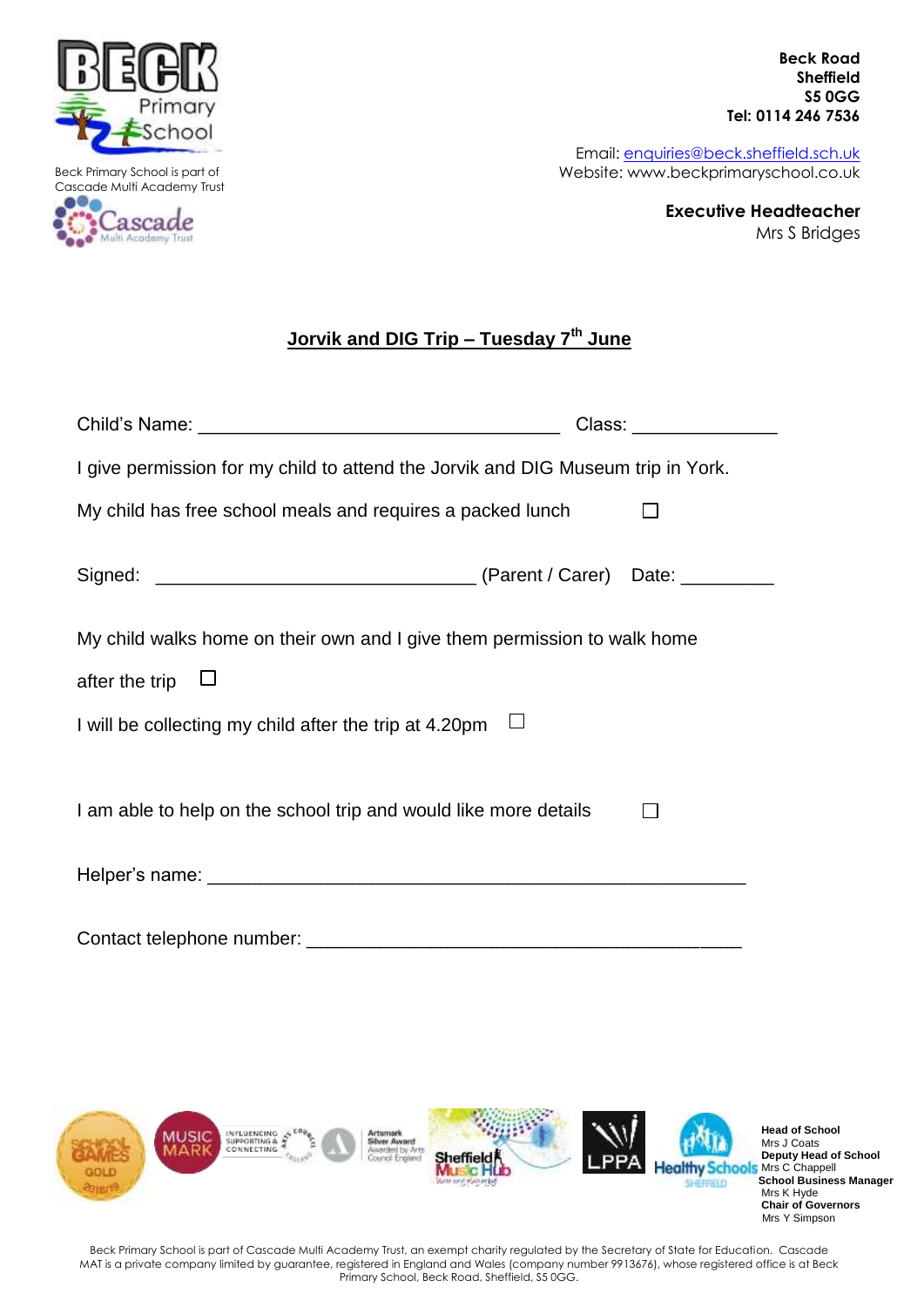Beck Primary School is part of Cascade Multi Academy Trust

**Beck Road**
**Sheffield**
**S5 0GG**
**Tel: 0114 246 7536**

Email: enquiries@beck.sheffield.sch.uk
Website: www.beckprimaryschool.co.uk

**Executive Headteacher**
Mrs S Bridges

## Jorvik and DIG Trip – Tuesday 7th June

Child's Name: ___________________________________ Class: ______________

I give permission for my child to attend the Jorvik and DIG Museum trip in York.

My child has free school meals and requires a packed lunch ☐

Signed: _______________________________ (Parent / Carer) Date: _________

My child walks home on their own and I give them permission to walk home after the trip ☐

I will be collecting my child after the trip at 4.20pm ☐

I am able to help on the school trip and would like more details ☐

Helper's name: ____________________________________________________

Contact telephone number: __________________________________________

**Head of School**
Mrs J Coats
**Deputy Head of School**
Mrs C Chappell
**School Business Manager**
Mrs K Hyde
**Chair of Governors**
Mrs Y Simpson

Beck Primary School is part of Cascade Multi Academy Trust, an exempt charity regulated by the Secretary of State for Education. Cascade MAT is a private company limited by guarantee, registered in England and Wales (company number 9913676), whose registered office is at Beck Primary School, Beck Road, Sheffield, S5 0GG.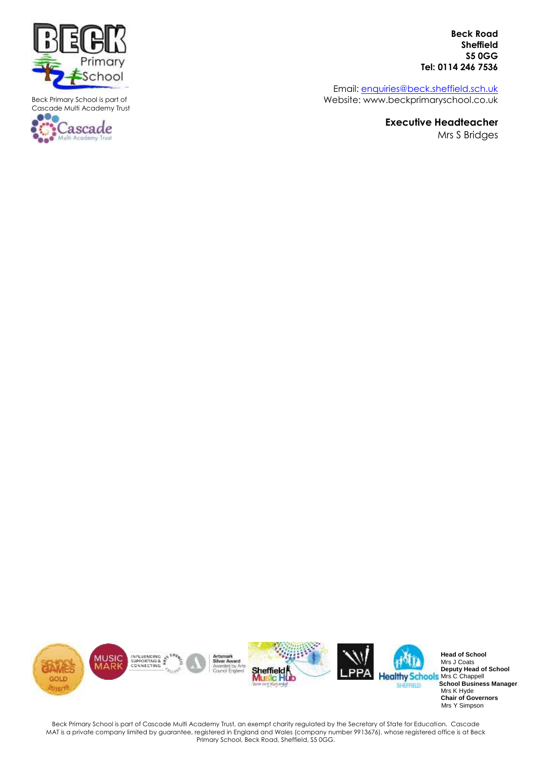Beck Primary School is part of Cascade Multi Academy Trust

**Beck Road**
**Sheffield**
**S5 0GG**
**Tel: 0114 246 7536**

Email: enquiries@beck.sheffield.sch.uk
Website: www.beckprimaryschool.co.uk

**Executive Headteacher**
Mrs S Bridges

**Head of School**
Mrs J Coats
**Deputy Head of School**
Mrs C Chappell
**School Business Manager**
Mrs K Hyde
**Chair of Governors**
Mrs Y Simpson

Beck Primary School is part of Cascade Multi Academy Trust, an exempt charity regulated by the Secretary of State for Education. Cascade MAT is a private company limited by guarantee, registered in England and Wales (company number 9913676), whose registered office is at Beck Primary School, Beck Road, Sheffield, S5 0GG.